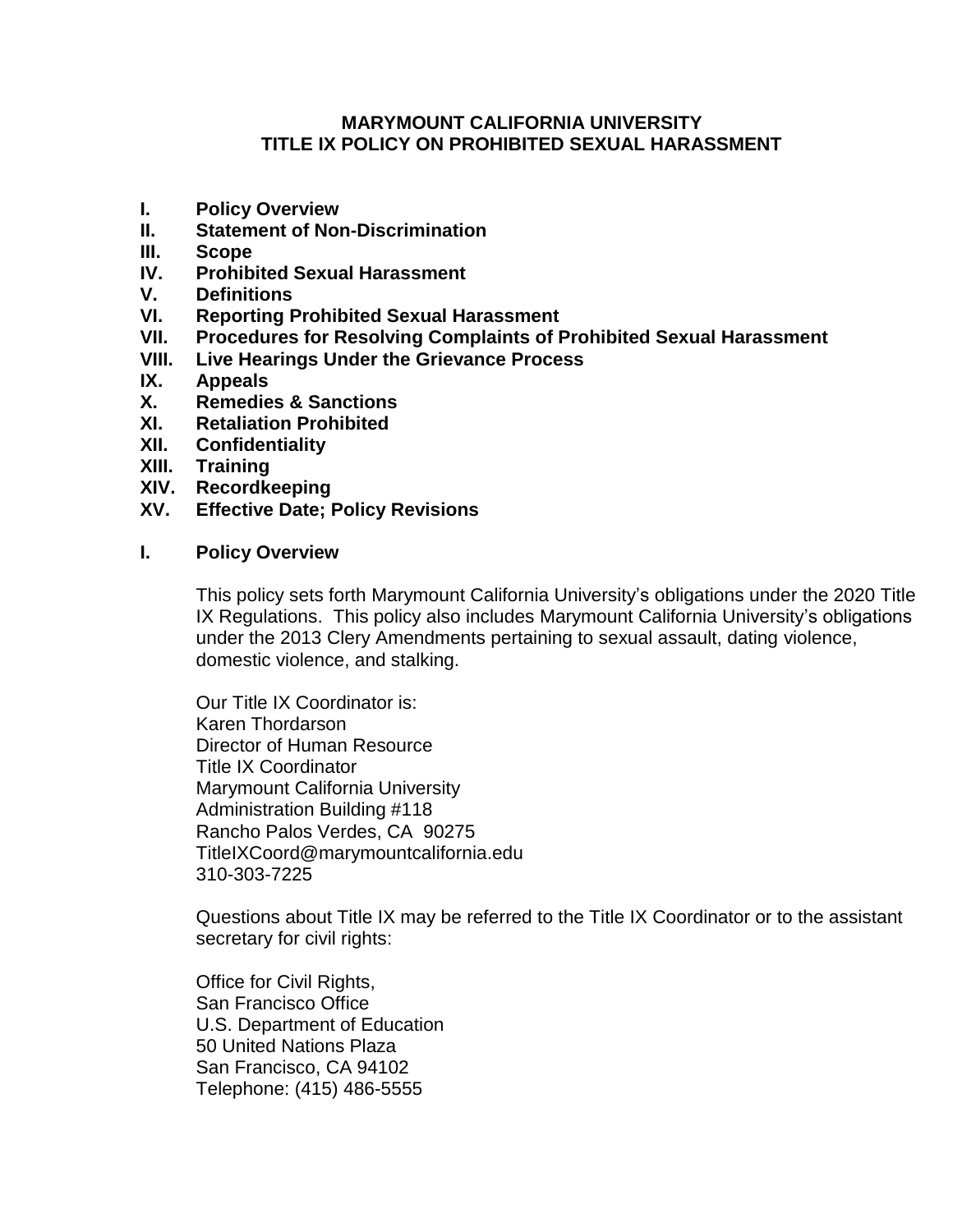# MARYMOUNT CALIFORNIA UNIVERSITY
# TITLE IX POLICY ON PROHIBITED SEXUAL HARASSMENT

**I. Policy Overview**
**II. Statement of Non-Discrimination**
**III. Scope**
**IV. Prohibited Sexual Harassment**
**V. Definitions**
**VI. Reporting Prohibited Sexual Harassment**
**VII. Procedures for Resolving Complaints of Prohibited Sexual Harassment**
**VIII. Live Hearings Under the Grievance Process**
**IX. Appeals**
**X. Remedies & Sanctions**
**XI. Retaliation Prohibited**
**XII. Confidentiality**
**XIII. Training**
**XIV. Recordkeeping**
**XV. Effective Date; Policy Revisions**

## I. Policy Overview

This policy sets forth Marymount California University's obligations under the 2020 Title IX Regulations. This policy also includes Marymount California University's obligations under the 2013 Clery Amendments pertaining to sexual assault, dating violence, domestic violence, and stalking.

Our Title IX Coordinator is:
Karen Thordarson
Director of Human Resource
Title IX Coordinator
Marymount California University
Administration Building #118
Rancho Palos Verdes, CA 90275
TitleIXCoord@marymountcalifornia.edu
310-303-7225

Questions about Title IX may be referred to the Title IX Coordinator or to the assistant secretary for civil rights:

Office for Civil Rights,
San Francisco Office
U.S. Department of Education
50 United Nations Plaza
San Francisco, CA 94102
Telephone: (415) 486-5555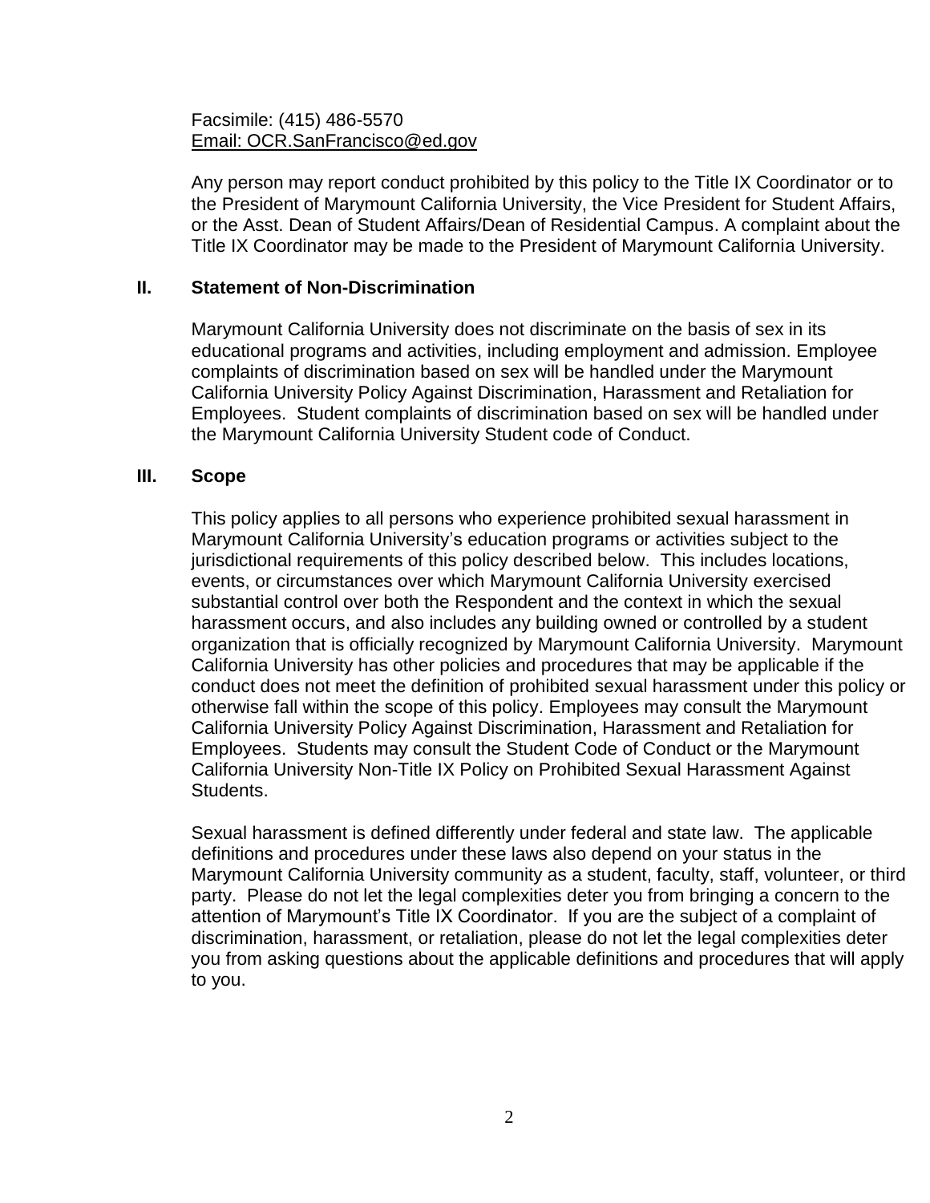Facsimile: (415) 486-5570
Email: OCR.SanFrancisco@ed.gov

Any person may report conduct prohibited by this policy to the Title IX Coordinator or to the President of Marymount California University, the Vice President for Student Affairs, or the Asst. Dean of Student Affairs/Dean of Residential Campus. A complaint about the Title IX Coordinator may be made to the President of Marymount California University.

## II. Statement of Non-Discrimination

Marymount California University does not discriminate on the basis of sex in its educational programs and activities, including employment and admission. Employee complaints of discrimination based on sex will be handled under the Marymount California University Policy Against Discrimination, Harassment and Retaliation for Employees. Student complaints of discrimination based on sex will be handled under the Marymount California University Student code of Conduct.

## III. Scope

This policy applies to all persons who experience prohibited sexual harassment in Marymount California University's education programs or activities subject to the jurisdictional requirements of this policy described below. This includes locations, events, or circumstances over which Marymount California University exercised substantial control over both the Respondent and the context in which the sexual harassment occurs, and also includes any building owned or controlled by a student organization that is officially recognized by Marymount California University. Marymount California University has other policies and procedures that may be applicable if the conduct does not meet the definition of prohibited sexual harassment under this policy or otherwise fall within the scope of this policy. Employees may consult the Marymount California University Policy Against Discrimination, Harassment and Retaliation for Employees. Students may consult the Student Code of Conduct or the Marymount California University Non-Title IX Policy on Prohibited Sexual Harassment Against Students.

Sexual harassment is defined differently under federal and state law. The applicable definitions and procedures under these laws also depend on your status in the Marymount California University community as a student, faculty, staff, volunteer, or third party. Please do not let the legal complexities deter you from bringing a concern to the attention of Marymount's Title IX Coordinator. If you are the subject of a complaint of discrimination, harassment, or retaliation, please do not let the legal complexities deter you from asking questions about the applicable definitions and procedures that will apply to you.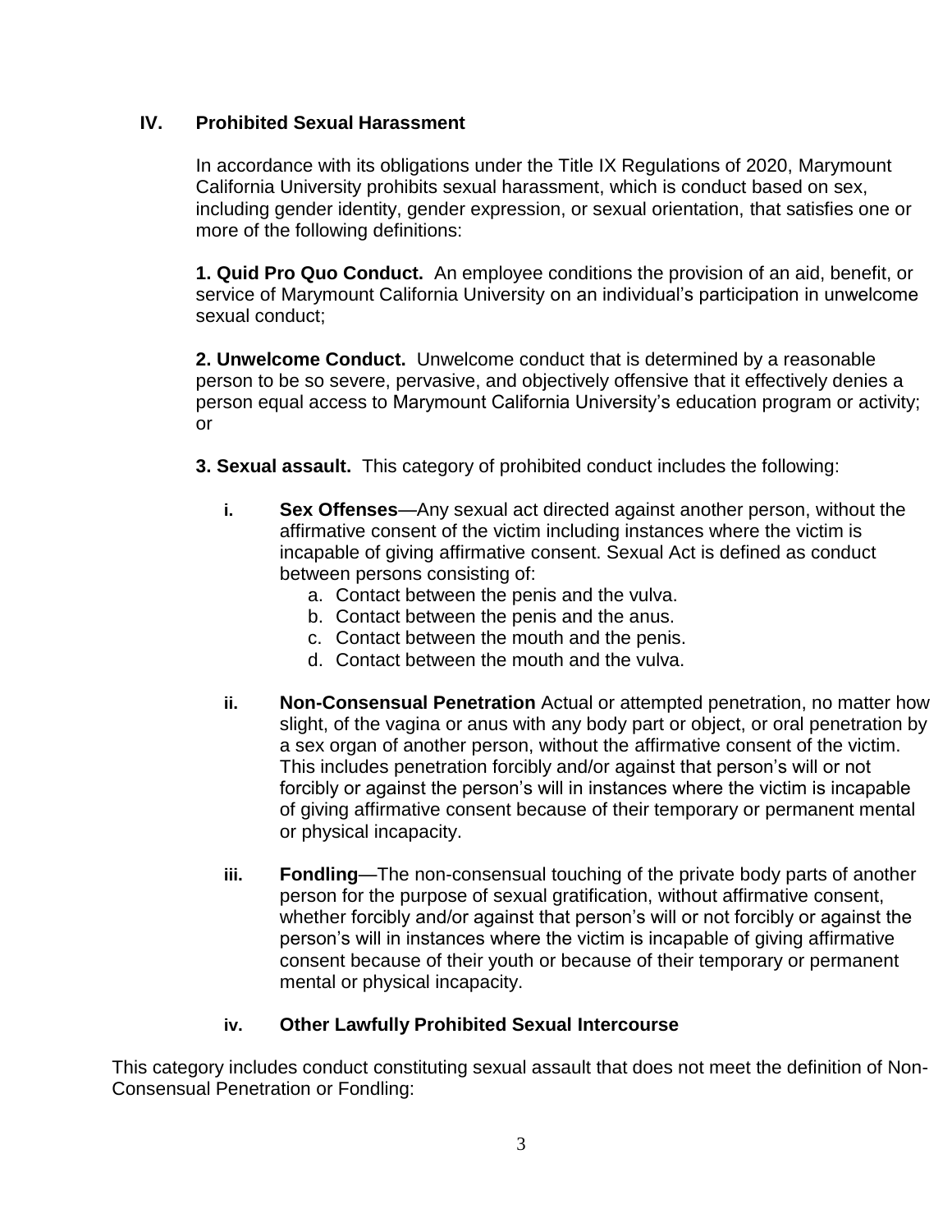## IV. Prohibited Sexual Harassment

In accordance with its obligations under the Title IX Regulations of 2020, Marymount California University prohibits sexual harassment, which is conduct based on sex, including gender identity, gender expression, or sexual orientation, that satisfies one or more of the following definitions:

**1. Quid Pro Quo Conduct.** An employee conditions the provision of an aid, benefit, or service of Marymount California University on an individual's participation in unwelcome sexual conduct;

**2. Unwelcome Conduct.** Unwelcome conduct that is determined by a reasonable person to be so severe, pervasive, and objectively offensive that it effectively denies a person equal access to Marymount California University's education program or activity; or

**3. Sexual assault.** This category of prohibited conduct includes the following:

- **i. Sex Offenses**—Any sexual act directed against another person, without the affirmative consent of the victim including instances where the victim is incapable of giving affirmative consent. Sexual Act is defined as conduct between persons consisting of:
  - a. Contact between the penis and the vulva.
  - b. Contact between the penis and the anus.
  - c. Contact between the mouth and the penis.
  - d. Contact between the mouth and the vulva.

- **ii. Non-Consensual Penetration** Actual or attempted penetration, no matter how slight, of the vagina or anus with any body part or object, or oral penetration by a sex organ of another person, without the affirmative consent of the victim. This includes penetration forcibly and/or against that person's will or not forcibly or against the person's will in instances where the victim is incapable of giving affirmative consent because of their temporary or permanent mental or physical incapacity.

- **iii. Fondling**—The non-consensual touching of the private body parts of another person for the purpose of sexual gratification, without affirmative consent, whether forcibly and/or against that person's will or not forcibly or against the person's will in instances where the victim is incapable of giving affirmative consent because of their youth or because of their temporary or permanent mental or physical incapacity.

- **iv. Other Lawfully Prohibited Sexual Intercourse**

This category includes conduct constituting sexual assault that does not meet the definition of Non-Consensual Penetration or Fondling: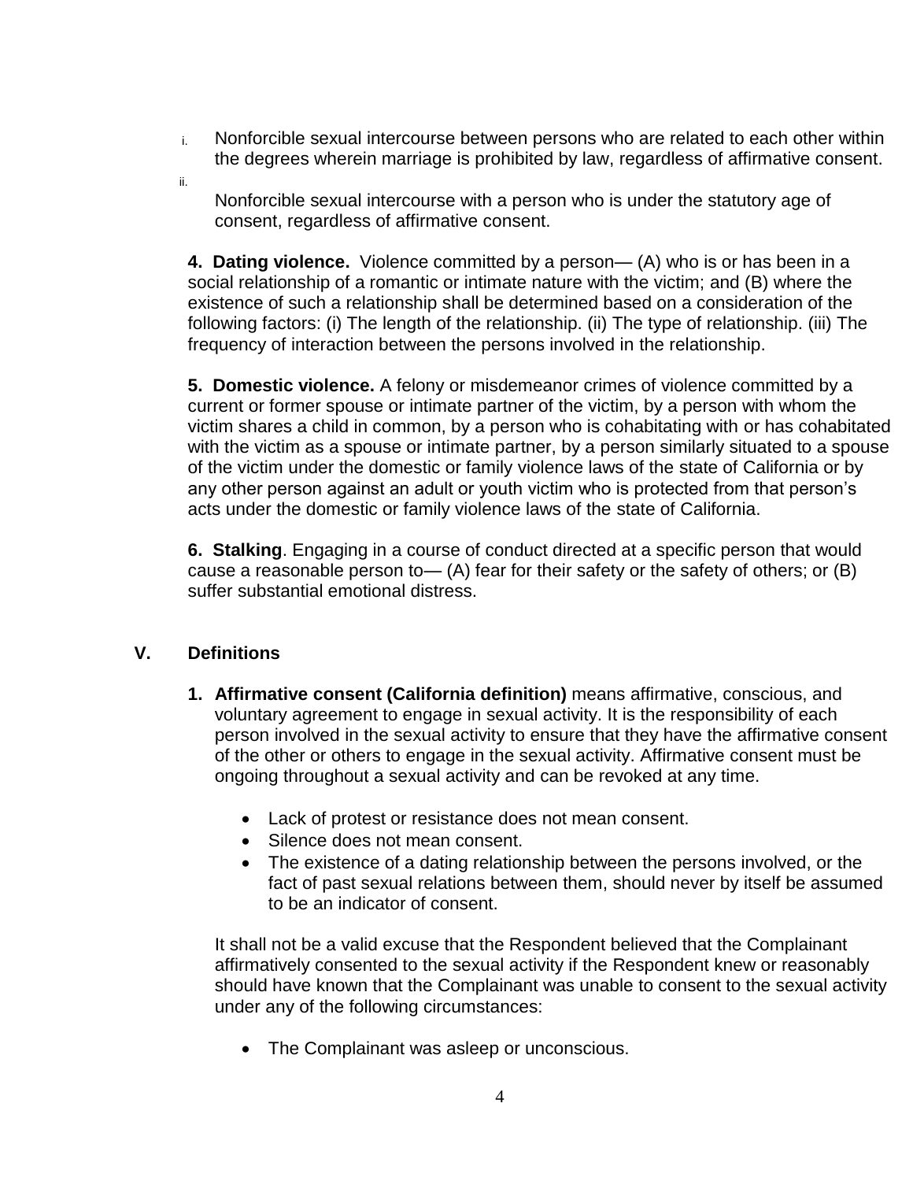i. Nonforcible sexual intercourse between persons who are related to each other within the degrees wherein marriage is prohibited by law, regardless of affirmative consent.

ii. Nonforcible sexual intercourse with a person who is under the statutory age of consent, regardless of affirmative consent.

**4. Dating violence.** Violence committed by a person— (A) who is or has been in a social relationship of a romantic or intimate nature with the victim; and (B) where the existence of such a relationship shall be determined based on a consideration of the following factors: (i) The length of the relationship. (ii) The type of relationship. (iii) The frequency of interaction between the persons involved in the relationship.

**5. Domestic violence.** A felony or misdemeanor crimes of violence committed by a current or former spouse or intimate partner of the victim, by a person with whom the victim shares a child in common, by a person who is cohabitating with or has cohabitated with the victim as a spouse or intimate partner, by a person similarly situated to a spouse of the victim under the domestic or family violence laws of the state of California or by any other person against an adult or youth victim who is protected from that person's acts under the domestic or family violence laws of the state of California.

**6. Stalking**. Engaging in a course of conduct directed at a specific person that would cause a reasonable person to— (A) fear for their safety or the safety of others; or (B) suffer substantial emotional distress.

## V. Definitions

1. **Affirmative consent (California definition)** means affirmative, conscious, and voluntary agreement to engage in sexual activity. It is the responsibility of each person involved in the sexual activity to ensure that they have the affirmative consent of the other or others to engage in the sexual activity. Affirmative consent must be ongoing throughout a sexual activity and can be revoked at any time.

   - Lack of protest or resistance does not mean consent.
   - Silence does not mean consent.
   - The existence of a dating relationship between the persons involved, or the fact of past sexual relations between them, should never by itself be assumed to be an indicator of consent.

   It shall not be a valid excuse that the Respondent believed that the Complainant affirmatively consented to the sexual activity if the Respondent knew or reasonably should have known that the Complainant was unable to consent to the sexual activity under any of the following circumstances:

   - The Complainant was asleep or unconscious.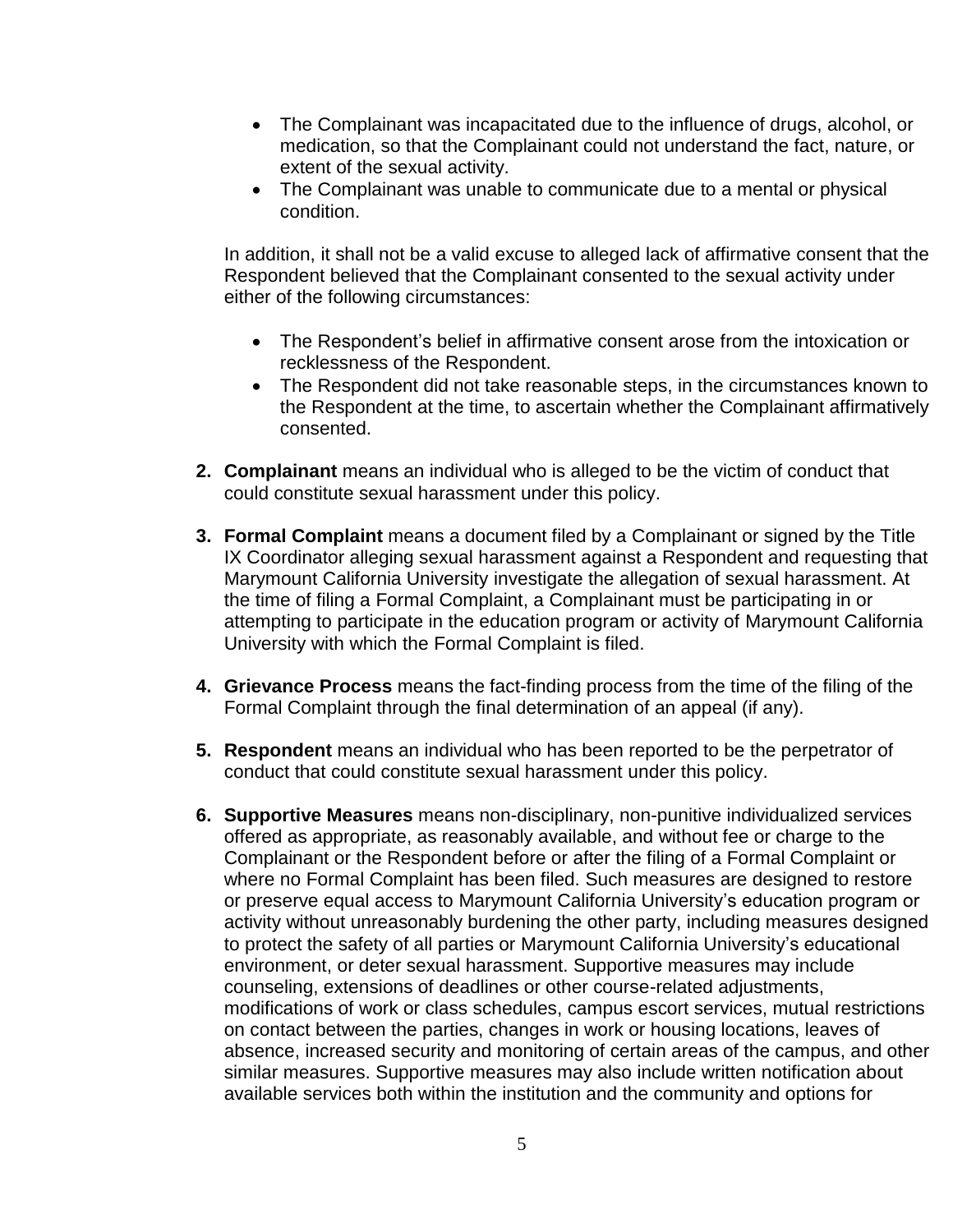- The Complainant was incapacitated due to the influence of drugs, alcohol, or medication, so that the Complainant could not understand the fact, nature, or extent of the sexual activity.
- The Complainant was unable to communicate due to a mental or physical condition.

In addition, it shall not be a valid excuse to alleged lack of affirmative consent that the Respondent believed that the Complainant consented to the sexual activity under either of the following circumstances:

- The Respondent's belief in affirmative consent arose from the intoxication or recklessness of the Respondent.
- The Respondent did not take reasonable steps, in the circumstances known to the Respondent at the time, to ascertain whether the Complainant affirmatively consented.

2. **Complainant** means an individual who is alleged to be the victim of conduct that could constitute sexual harassment under this policy.

3. **Formal Complaint** means a document filed by a Complainant or signed by the Title IX Coordinator alleging sexual harassment against a Respondent and requesting that Marymount California University investigate the allegation of sexual harassment. At the time of filing a Formal Complaint, a Complainant must be participating in or attempting to participate in the education program or activity of Marymount California University with which the Formal Complaint is filed.

4. **Grievance Process** means the fact-finding process from the time of the filing of the Formal Complaint through the final determination of an appeal (if any).

5. **Respondent** means an individual who has been reported to be the perpetrator of conduct that could constitute sexual harassment under this policy.

6. **Supportive Measures** means non-disciplinary, non-punitive individualized services offered as appropriate, as reasonably available, and without fee or charge to the Complainant or the Respondent before or after the filing of a Formal Complaint or where no Formal Complaint has been filed. Such measures are designed to restore or preserve equal access to Marymount California University's education program or activity without unreasonably burdening the other party, including measures designed to protect the safety of all parties or Marymount California University's educational environment, or deter sexual harassment. Supportive measures may include counseling, extensions of deadlines or other course-related adjustments, modifications of work or class schedules, campus escort services, mutual restrictions on contact between the parties, changes in work or housing locations, leaves of absence, increased security and monitoring of certain areas of the campus, and other similar measures. Supportive measures may also include written notification about available services both within the institution and the community and options for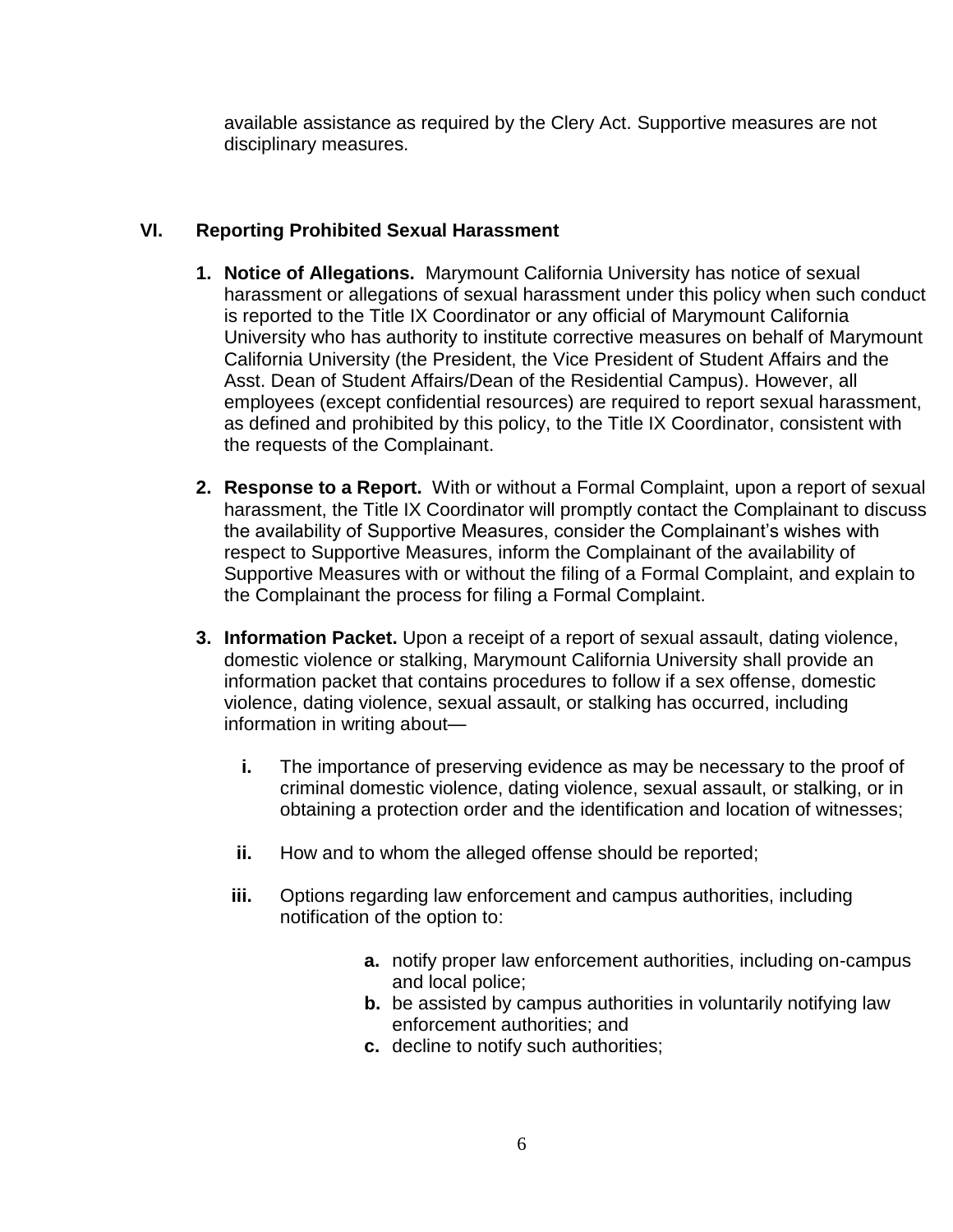available assistance as required by the Clery Act. Supportive measures are not disciplinary measures.

## VI. Reporting Prohibited Sexual Harassment

1. **Notice of Allegations.** Marymount California University has notice of sexual harassment or allegations of sexual harassment under this policy when such conduct is reported to the Title IX Coordinator or any official of Marymount California University who has authority to institute corrective measures on behalf of Marymount California University (the President, the Vice President of Student Affairs and the Asst. Dean of Student Affairs/Dean of the Residential Campus). However, all employees (except confidential resources) are required to report sexual harassment, as defined and prohibited by this policy, to the Title IX Coordinator, consistent with the requests of the Complainant.

2. **Response to a Report.** With or without a Formal Complaint, upon a report of sexual harassment, the Title IX Coordinator will promptly contact the Complainant to discuss the availability of Supportive Measures, consider the Complainant's wishes with respect to Supportive Measures, inform the Complainant of the availability of Supportive Measures with or without the filing of a Formal Complaint, and explain to the Complainant the process for filing a Formal Complaint.

3. **Information Packet.** Upon a receipt of a report of sexual assault, dating violence, domestic violence or stalking, Marymount California University shall provide an information packet that contains procedures to follow if a sex offense, domestic violence, dating violence, sexual assault, or stalking has occurred, including information in writing about—

   i. The importance of preserving evidence as may be necessary to the proof of criminal domestic violence, dating violence, sexual assault, or stalking, or in obtaining a protection order and the identification and location of witnesses;

   ii. How and to whom the alleged offense should be reported;

   iii. Options regarding law enforcement and campus authorities, including notification of the option to:

      a. notify proper law enforcement authorities, including on-campus and local police;
      b. be assisted by campus authorities in voluntarily notifying law enforcement authorities; and
      c. decline to notify such authorities;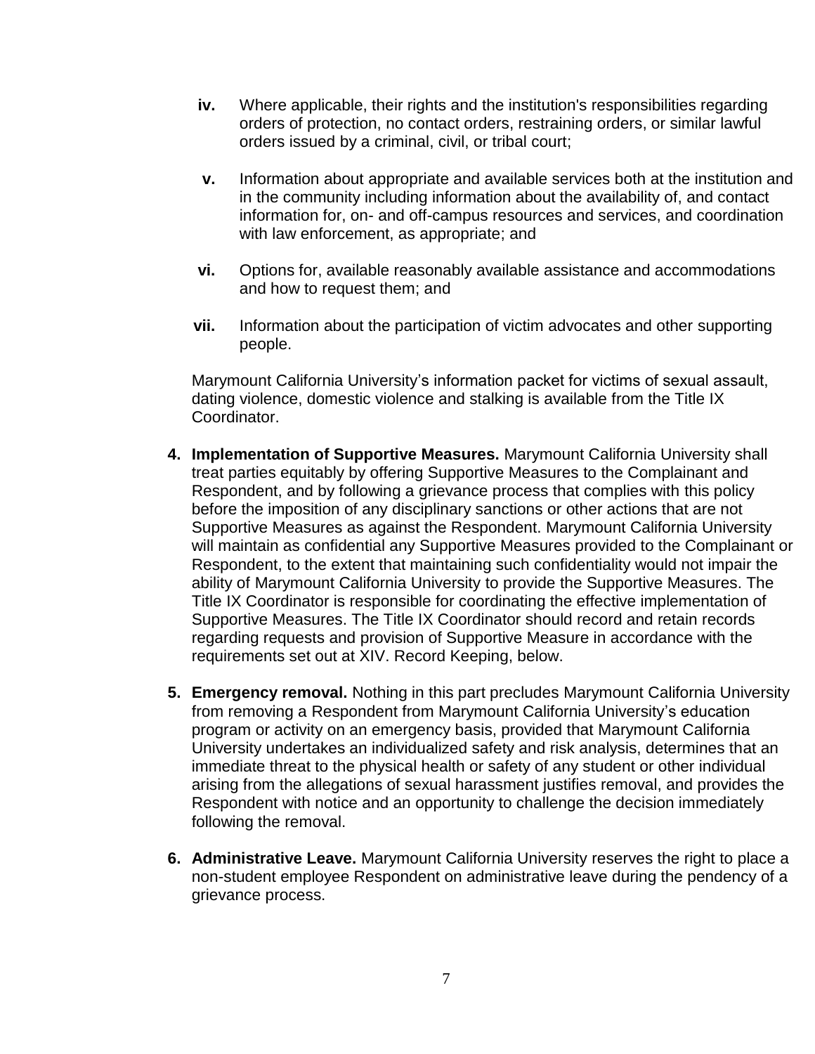iv. Where applicable, their rights and the institution's responsibilities regarding orders of protection, no contact orders, restraining orders, or similar lawful orders issued by a criminal, civil, or tribal court;

v. Information about appropriate and available services both at the institution and in the community including information about the availability of, and contact information for, on- and off-campus resources and services, and coordination with law enforcement, as appropriate; and

vi. Options for, available reasonably available assistance and accommodations and how to request them; and

vii. Information about the participation of victim advocates and other supporting people.

Marymount California University's information packet for victims of sexual assault, dating violence, domestic violence and stalking is available from the Title IX Coordinator.

4. **Implementation of Supportive Measures.** Marymount California University shall treat parties equitably by offering Supportive Measures to the Complainant and Respondent, and by following a grievance process that complies with this policy before the imposition of any disciplinary sanctions or other actions that are not Supportive Measures as against the Respondent. Marymount California University will maintain as confidential any Supportive Measures provided to the Complainant or Respondent, to the extent that maintaining such confidentiality would not impair the ability of Marymount California University to provide the Supportive Measures. The Title IX Coordinator is responsible for coordinating the effective implementation of Supportive Measures. The Title IX Coordinator should record and retain records regarding requests and provision of Supportive Measure in accordance with the requirements set out at XIV. Record Keeping, below.

5. **Emergency removal.** Nothing in this part precludes Marymount California University from removing a Respondent from Marymount California University's education program or activity on an emergency basis, provided that Marymount California University undertakes an individualized safety and risk analysis, determines that an immediate threat to the physical health or safety of any student or other individual arising from the allegations of sexual harassment justifies removal, and provides the Respondent with notice and an opportunity to challenge the decision immediately following the removal.

6. **Administrative Leave.** Marymount California University reserves the right to place a non-student employee Respondent on administrative leave during the pendency of a grievance process.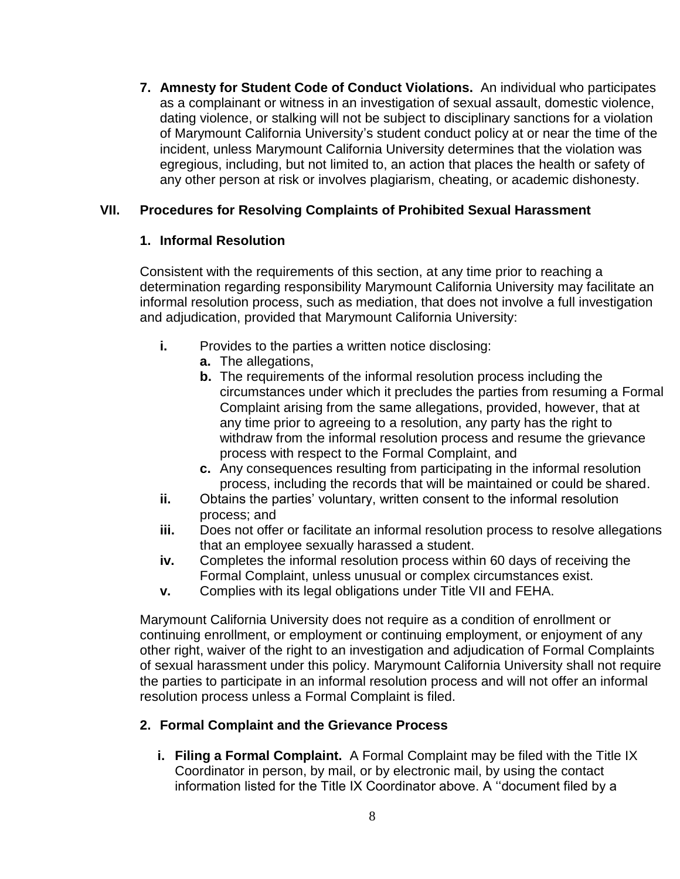7. **Amnesty for Student Code of Conduct Violations.** An individual who participates as a complainant or witness in an investigation of sexual assault, domestic violence, dating violence, or stalking will not be subject to disciplinary sanctions for a violation of Marymount California University's student conduct policy at or near the time of the incident, unless Marymount California University determines that the violation was egregious, including, but not limited to, an action that places the health or safety of any other person at risk or involves plagiarism, cheating, or academic dishonesty.

## VII. Procedures for Resolving Complaints of Prohibited Sexual Harassment

### 1. Informal Resolution

Consistent with the requirements of this section, at any time prior to reaching a determination regarding responsibility Marymount California University may facilitate an informal resolution process, such as mediation, that does not involve a full investigation and adjudication, provided that Marymount California University:

- **i.** Provides to the parties a written notice disclosing:
  - **a.** The allegations,
  - **b.** The requirements of the informal resolution process including the circumstances under which it precludes the parties from resuming a Formal Complaint arising from the same allegations, provided, however, that at any time prior to agreeing to a resolution, any party has the right to withdraw from the informal resolution process and resume the grievance process with respect to the Formal Complaint, and
  - **c.** Any consequences resulting from participating in the informal resolution process, including the records that will be maintained or could be shared.
- **ii.** Obtains the parties' voluntary, written consent to the informal resolution process; and
- **iii.** Does not offer or facilitate an informal resolution process to resolve allegations that an employee sexually harassed a student.
- **iv.** Completes the informal resolution process within 60 days of receiving the Formal Complaint, unless unusual or complex circumstances exist.
- **v.** Complies with its legal obligations under Title VII and FEHA.

Marymount California University does not require as a condition of enrollment or continuing enrollment, or employment or continuing employment, or enjoyment of any other right, waiver of the right to an investigation and adjudication of Formal Complaints of sexual harassment under this policy. Marymount California University shall not require the parties to participate in an informal resolution process and will not offer an informal resolution process unless a Formal Complaint is filed.

### 2. Formal Complaint and the Grievance Process

- **i. Filing a Formal Complaint.** A Formal Complaint may be filed with the Title IX Coordinator in person, by mail, or by electronic mail, by using the contact information listed for the Title IX Coordinator above. A ''document filed by a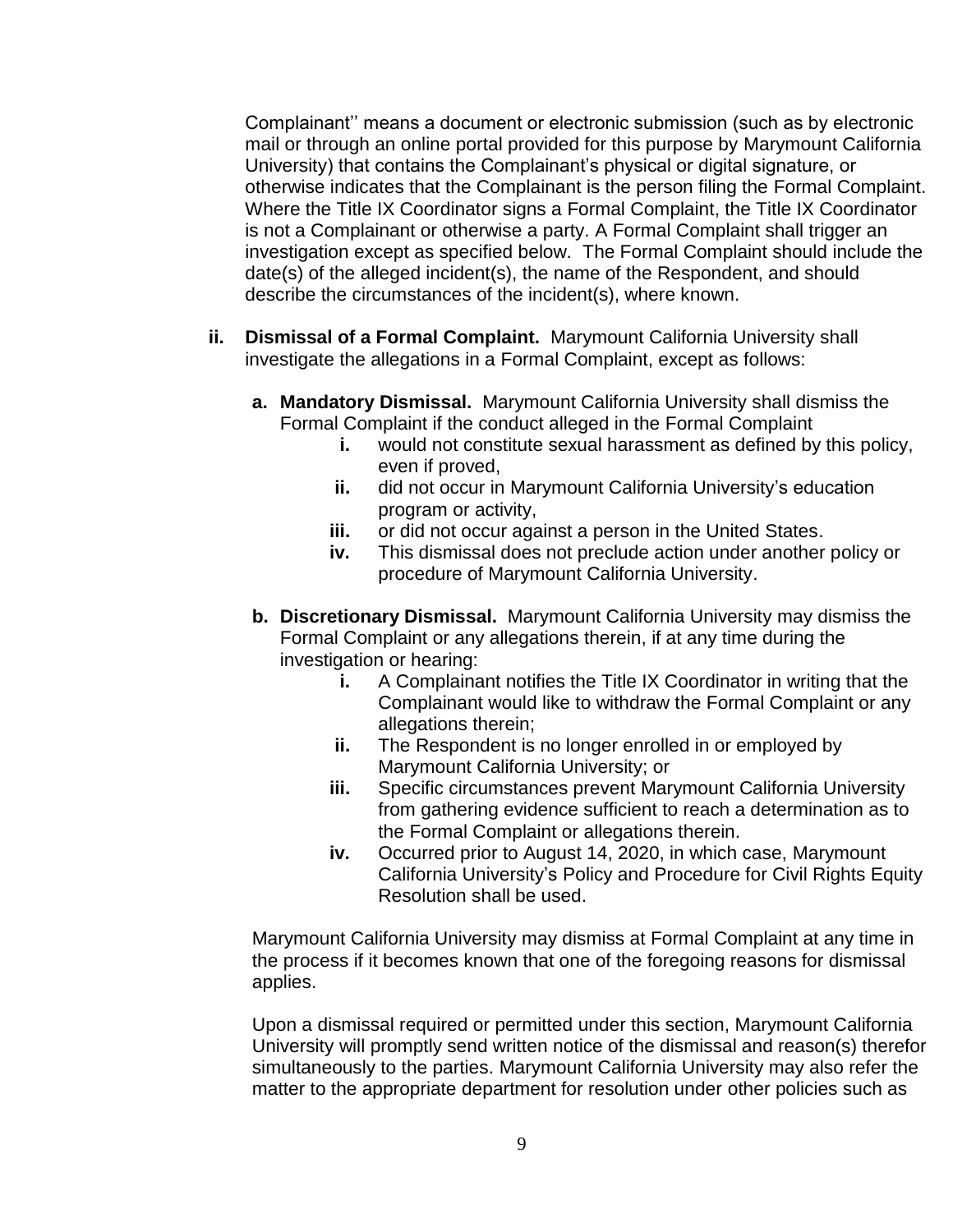Complainant'' means a document or electronic submission (such as by electronic mail or through an online portal provided for this purpose by Marymount California University) that contains the Complainant's physical or digital signature, or otherwise indicates that the Complainant is the person filing the Formal Complaint. Where the Title IX Coordinator signs a Formal Complaint, the Title IX Coordinator is not a Complainant or otherwise a party. A Formal Complaint shall trigger an investigation except as specified below. The Formal Complaint should include the date(s) of the alleged incident(s), the name of the Respondent, and should describe the circumstances of the incident(s), where known.

**ii. Dismissal of a Formal Complaint.** Marymount California University shall investigate the allegations in a Formal Complaint, except as follows:

**a. Mandatory Dismissal.** Marymount California University shall dismiss the Formal Complaint if the conduct alleged in the Formal Complaint

- **i.** would not constitute sexual harassment as defined by this policy, even if proved,
- **ii.** did not occur in Marymount California University's education program or activity,
- **iii.** or did not occur against a person in the United States.
- **iv.** This dismissal does not preclude action under another policy or procedure of Marymount California University.

**b. Discretionary Dismissal.** Marymount California University may dismiss the Formal Complaint or any allegations therein, if at any time during the investigation or hearing:

- **i.** A Complainant notifies the Title IX Coordinator in writing that the Complainant would like to withdraw the Formal Complaint or any allegations therein;
- **ii.** The Respondent is no longer enrolled in or employed by Marymount California University; or
- **iii.** Specific circumstances prevent Marymount California University from gathering evidence sufficient to reach a determination as to the Formal Complaint or allegations therein.
- **iv.** Occurred prior to August 14, 2020, in which case, Marymount California University's Policy and Procedure for Civil Rights Equity Resolution shall be used.

Marymount California University may dismiss at Formal Complaint at any time in the process if it becomes known that one of the foregoing reasons for dismissal applies.

Upon a dismissal required or permitted under this section, Marymount California University will promptly send written notice of the dismissal and reason(s) therefor simultaneously to the parties. Marymount California University may also refer the matter to the appropriate department for resolution under other policies such as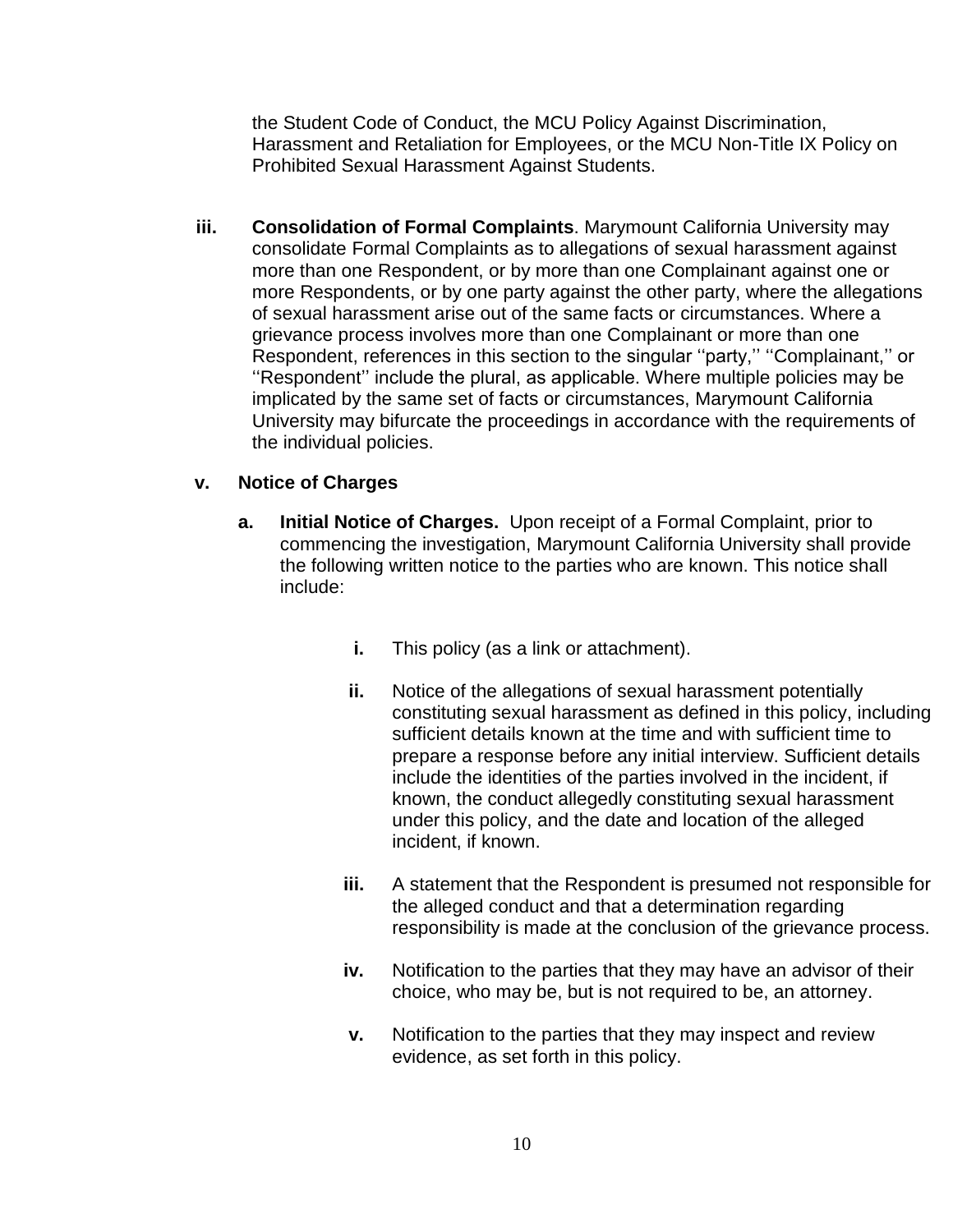the Student Code of Conduct, the MCU Policy Against Discrimination, Harassment and Retaliation for Employees, or the MCU Non-Title IX Policy on Prohibited Sexual Harassment Against Students.

**iii.** **Consolidation of Formal Complaints**. Marymount California University may consolidate Formal Complaints as to allegations of sexual harassment against more than one Respondent, or by more than one Complainant against one or more Respondents, or by one party against the other party, where the allegations of sexual harassment arise out of the same facts or circumstances. Where a grievance process involves more than one Complainant or more than one Respondent, references in this section to the singular ''party,'' ''Complainant,'' or ''Respondent'' include the plural, as applicable. Where multiple policies may be implicated by the same set of facts or circumstances, Marymount California University may bifurcate the proceedings in accordance with the requirements of the individual policies.

**v.** **Notice of Charges**

**a.** **Initial Notice of Charges.** Upon receipt of a Formal Complaint, prior to commencing the investigation, Marymount California University shall provide the following written notice to the parties who are known. This notice shall include:

**i.** This policy (as a link or attachment).

**ii.** Notice of the allegations of sexual harassment potentially constituting sexual harassment as defined in this policy, including sufficient details known at the time and with sufficient time to prepare a response before any initial interview. Sufficient details include the identities of the parties involved in the incident, if known, the conduct allegedly constituting sexual harassment under this policy, and the date and location of the alleged incident, if known.

**iii.** A statement that the Respondent is presumed not responsible for the alleged conduct and that a determination regarding responsibility is made at the conclusion of the grievance process.

**iv.** Notification to the parties that they may have an advisor of their choice, who may be, but is not required to be, an attorney.

**v.** Notification to the parties that they may inspect and review evidence, as set forth in this policy.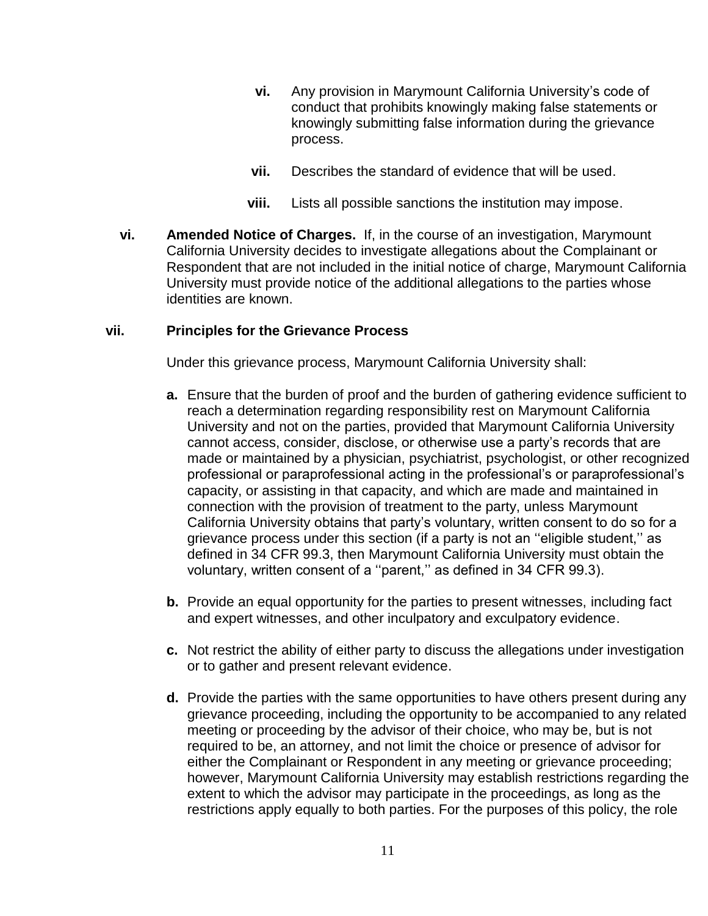vi. Any provision in Marymount California University's code of conduct that prohibits knowingly making false statements or knowingly submitting false information during the grievance process.

vii. Describes the standard of evidence that will be used.

viii. Lists all possible sanctions the institution may impose.

**vi. Amended Notice of Charges.** If, in the course of an investigation, Marymount California University decides to investigate allegations about the Complainant or Respondent that are not included in the initial notice of charge, Marymount California University must provide notice of the additional allegations to the parties whose identities are known.

**vii. Principles for the Grievance Process**

Under this grievance process, Marymount California University shall:

**a.** Ensure that the burden of proof and the burden of gathering evidence sufficient to reach a determination regarding responsibility rest on Marymount California University and not on the parties, provided that Marymount California University cannot access, consider, disclose, or otherwise use a party's records that are made or maintained by a physician, psychiatrist, psychologist, or other recognized professional or paraprofessional acting in the professional's or paraprofessional's capacity, or assisting in that capacity, and which are made and maintained in connection with the provision of treatment to the party, unless Marymount California University obtains that party's voluntary, written consent to do so for a grievance process under this section (if a party is not an ''eligible student,'' as defined in 34 CFR 99.3, then Marymount California University must obtain the voluntary, written consent of a ''parent,'' as defined in 34 CFR 99.3).

**b.** Provide an equal opportunity for the parties to present witnesses, including fact and expert witnesses, and other inculpatory and exculpatory evidence.

**c.** Not restrict the ability of either party to discuss the allegations under investigation or to gather and present relevant evidence.

**d.** Provide the parties with the same opportunities to have others present during any grievance proceeding, including the opportunity to be accompanied to any related meeting or proceeding by the advisor of their choice, who may be, but is not required to be, an attorney, and not limit the choice or presence of advisor for either the Complainant or Respondent in any meeting or grievance proceeding; however, Marymount California University may establish restrictions regarding the extent to which the advisor may participate in the proceedings, as long as the restrictions apply equally to both parties. For the purposes of this policy, the role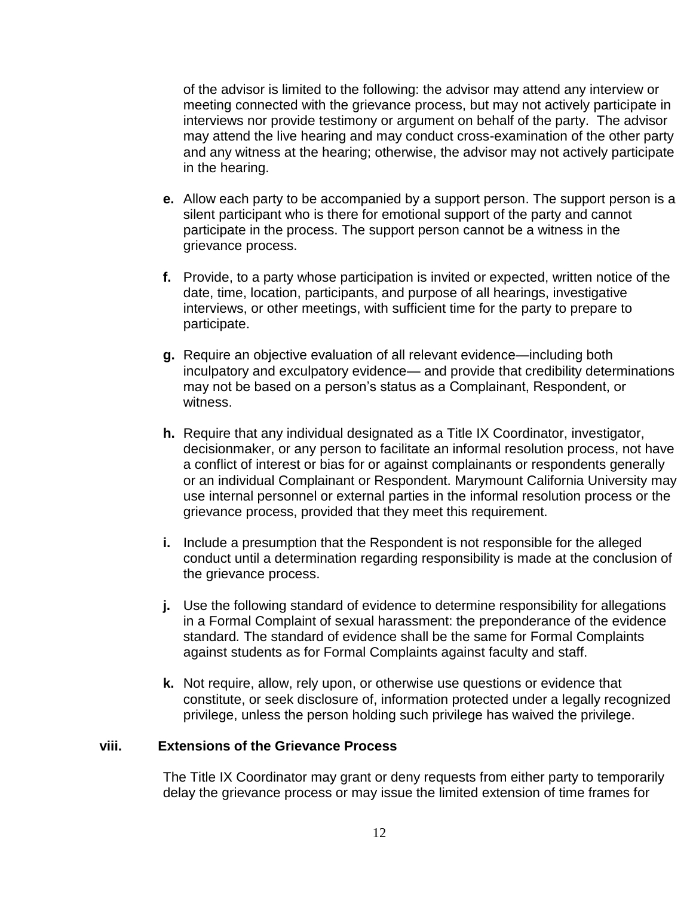of the advisor is limited to the following: the advisor may attend any interview or meeting connected with the grievance process, but may not actively participate in interviews nor provide testimony or argument on behalf of the party. The advisor may attend the live hearing and may conduct cross-examination of the other party and any witness at the hearing; otherwise, the advisor may not actively participate in the hearing.

**e.** Allow each party to be accompanied by a support person. The support person is a silent participant who is there for emotional support of the party and cannot participate in the process. The support person cannot be a witness in the grievance process.

**f.** Provide, to a party whose participation is invited or expected, written notice of the date, time, location, participants, and purpose of all hearings, investigative interviews, or other meetings, with sufficient time for the party to prepare to participate.

**g.** Require an objective evaluation of all relevant evidence—including both inculpatory and exculpatory evidence— and provide that credibility determinations may not be based on a person's status as a Complainant, Respondent, or witness.

**h.** Require that any individual designated as a Title IX Coordinator, investigator, decisionmaker, or any person to facilitate an informal resolution process, not have a conflict of interest or bias for or against complainants or respondents generally or an individual Complainant or Respondent. Marymount California University may use internal personnel or external parties in the informal resolution process or the grievance process, provided that they meet this requirement.

**i.** Include a presumption that the Respondent is not responsible for the alleged conduct until a determination regarding responsibility is made at the conclusion of the grievance process.

**j.** Use the following standard of evidence to determine responsibility for allegations in a Formal Complaint of sexual harassment: the preponderance of the evidence standard. The standard of evidence shall be the same for Formal Complaints against students as for Formal Complaints against faculty and staff.

**k.** Not require, allow, rely upon, or otherwise use questions or evidence that constitute, or seek disclosure of, information protected under a legally recognized privilege, unless the person holding such privilege has waived the privilege.

**viii. Extensions of the Grievance Process**

The Title IX Coordinator may grant or deny requests from either party to temporarily delay the grievance process or may issue the limited extension of time frames for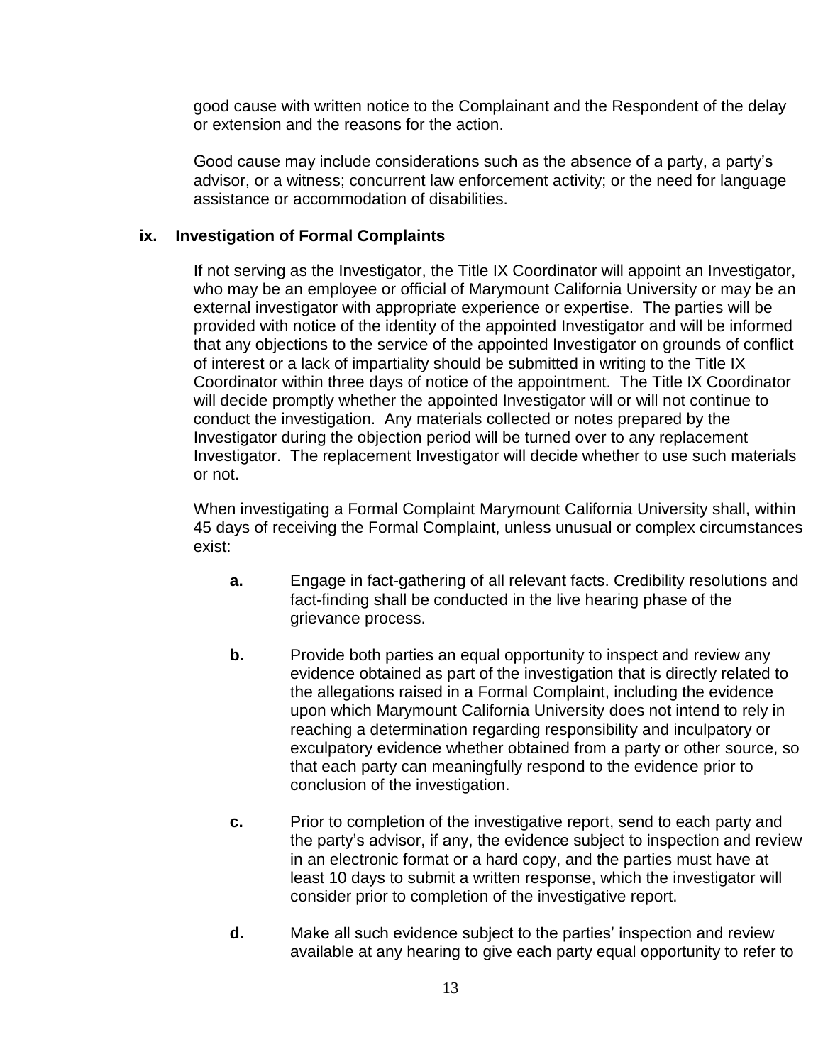good cause with written notice to the Complainant and the Respondent of the delay or extension and the reasons for the action.

Good cause may include considerations such as the absence of a party, a party's advisor, or a witness; concurrent law enforcement activity; or the need for language assistance or accommodation of disabilities.

### ix. Investigation of Formal Complaints

If not serving as the Investigator, the Title IX Coordinator will appoint an Investigator, who may be an employee or official of Marymount California University or may be an external investigator with appropriate experience or expertise. The parties will be provided with notice of the identity of the appointed Investigator and will be informed that any objections to the service of the appointed Investigator on grounds of conflict of interest or a lack of impartiality should be submitted in writing to the Title IX Coordinator within three days of notice of the appointment. The Title IX Coordinator will decide promptly whether the appointed Investigator will or will not continue to conduct the investigation. Any materials collected or notes prepared by the Investigator during the objection period will be turned over to any replacement Investigator. The replacement Investigator will decide whether to use such materials or not.

When investigating a Formal Complaint Marymount California University shall, within 45 days of receiving the Formal Complaint, unless unusual or complex circumstances exist:

**a.** Engage in fact-gathering of all relevant facts. Credibility resolutions and fact-finding shall be conducted in the live hearing phase of the grievance process.

**b.** Provide both parties an equal opportunity to inspect and review any evidence obtained as part of the investigation that is directly related to the allegations raised in a Formal Complaint, including the evidence upon which Marymount California University does not intend to rely in reaching a determination regarding responsibility and inculpatory or exculpatory evidence whether obtained from a party or other source, so that each party can meaningfully respond to the evidence prior to conclusion of the investigation.

**c.** Prior to completion of the investigative report, send to each party and the party's advisor, if any, the evidence subject to inspection and review in an electronic format or a hard copy, and the parties must have at least 10 days to submit a written response, which the investigator will consider prior to completion of the investigative report.

**d.** Make all such evidence subject to the parties' inspection and review available at any hearing to give each party equal opportunity to refer to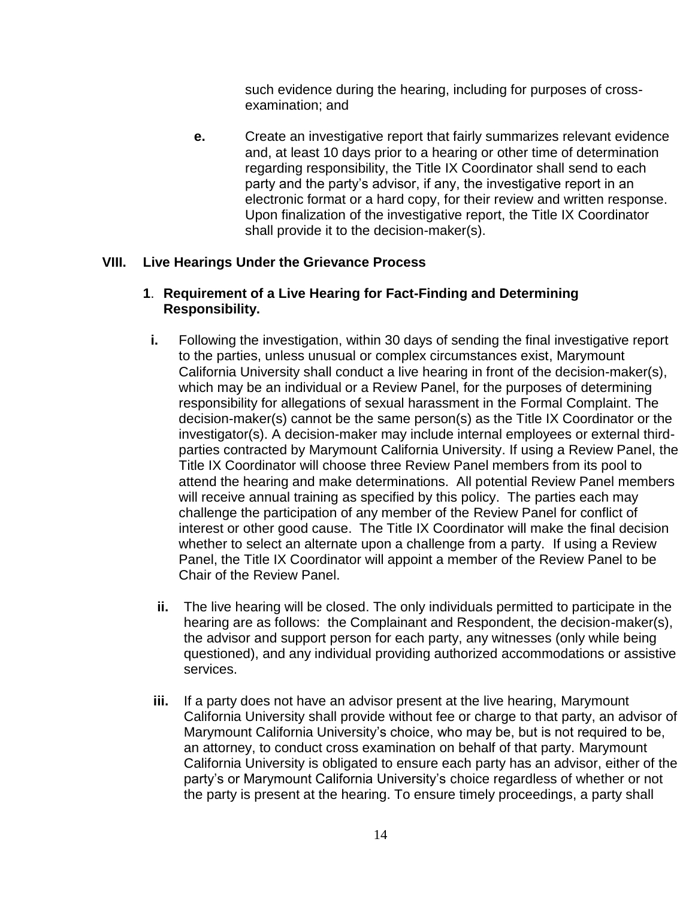such evidence during the hearing, including for purposes of cross-examination; and

**e.** Create an investigative report that fairly summarizes relevant evidence and, at least 10 days prior to a hearing or other time of determination regarding responsibility, the Title IX Coordinator shall send to each party and the party's advisor, if any, the investigative report in an electronic format or a hard copy, for their review and written response. Upon finalization of the investigative report, the Title IX Coordinator shall provide it to the decision-maker(s).

## VIII. Live Hearings Under the Grievance Process

### 1. Requirement of a Live Hearing for Fact-Finding and Determining Responsibility.

**i.** Following the investigation, within 30 days of sending the final investigative report to the parties, unless unusual or complex circumstances exist, Marymount California University shall conduct a live hearing in front of the decision-maker(s), which may be an individual or a Review Panel, for the purposes of determining responsibility for allegations of sexual harassment in the Formal Complaint. The decision-maker(s) cannot be the same person(s) as the Title IX Coordinator or the investigator(s). A decision-maker may include internal employees or external third-parties contracted by Marymount California University. If using a Review Panel, the Title IX Coordinator will choose three Review Panel members from its pool to attend the hearing and make determinations. All potential Review Panel members will receive annual training as specified by this policy. The parties each may challenge the participation of any member of the Review Panel for conflict of interest or other good cause. The Title IX Coordinator will make the final decision whether to select an alternate upon a challenge from a party. If using a Review Panel, the Title IX Coordinator will appoint a member of the Review Panel to be Chair of the Review Panel.

**ii.** The live hearing will be closed. The only individuals permitted to participate in the hearing are as follows: the Complainant and Respondent, the decision-maker(s), the advisor and support person for each party, any witnesses (only while being questioned), and any individual providing authorized accommodations or assistive services.

**iii.** If a party does not have an advisor present at the live hearing, Marymount California University shall provide without fee or charge to that party, an advisor of Marymount California University's choice, who may be, but is not required to be, an attorney, to conduct cross examination on behalf of that party. Marymount California University is obligated to ensure each party has an advisor, either of the party's or Marymount California University's choice regardless of whether or not the party is present at the hearing. To ensure timely proceedings, a party shall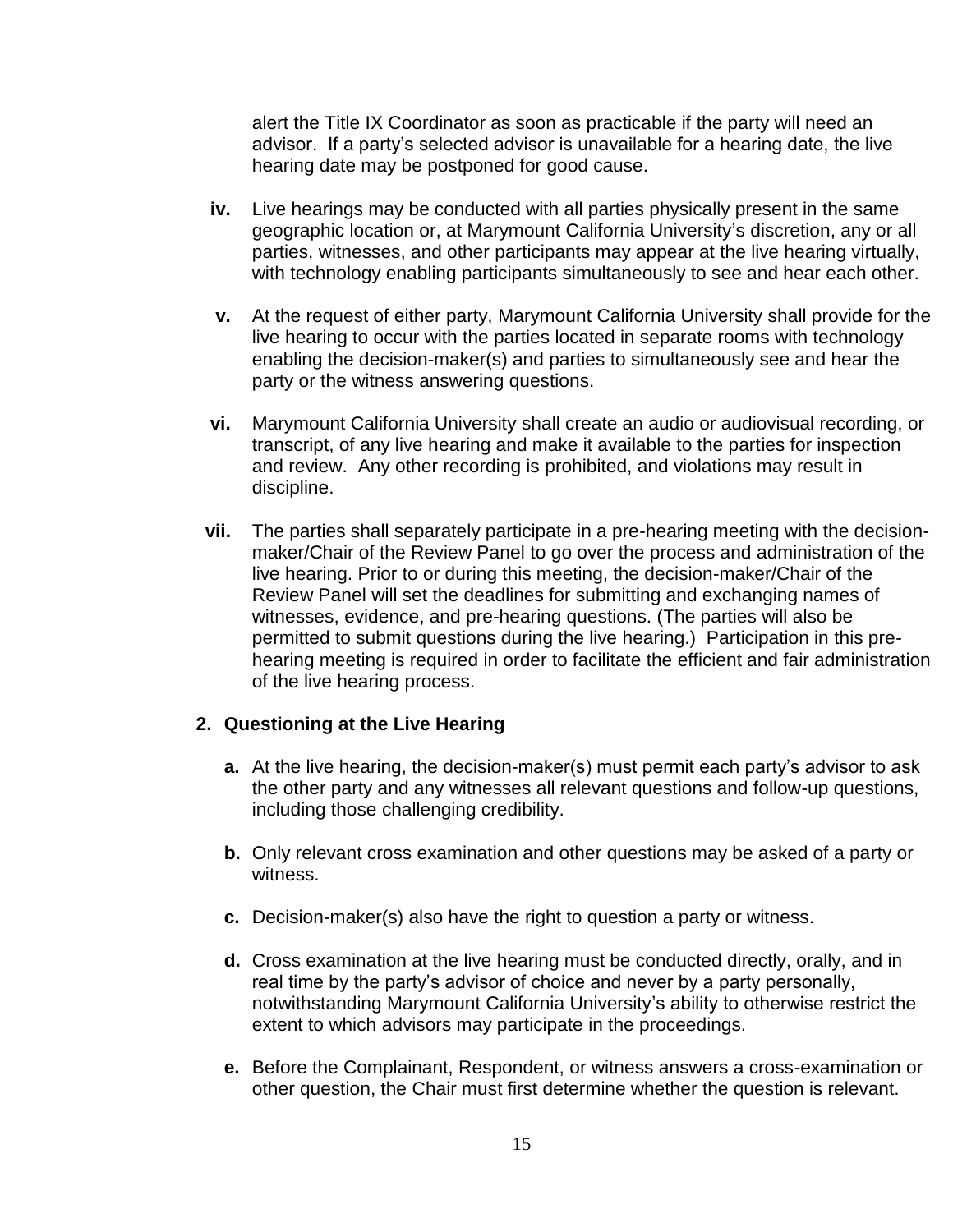alert the Title IX Coordinator as soon as practicable if the party will need an advisor. If a party's selected advisor is unavailable for a hearing date, the live hearing date may be postponed for good cause.

**iv.** Live hearings may be conducted with all parties physically present in the same geographic location or, at Marymount California University's discretion, any or all parties, witnesses, and other participants may appear at the live hearing virtually, with technology enabling participants simultaneously to see and hear each other.

**v.** At the request of either party, Marymount California University shall provide for the live hearing to occur with the parties located in separate rooms with technology enabling the decision-maker(s) and parties to simultaneously see and hear the party or the witness answering questions.

**vi.** Marymount California University shall create an audio or audiovisual recording, or transcript, of any live hearing and make it available to the parties for inspection and review. Any other recording is prohibited, and violations may result in discipline.

**vii.** The parties shall separately participate in a pre-hearing meeting with the decision-maker/Chair of the Review Panel to go over the process and administration of the live hearing. Prior to or during this meeting, the decision-maker/Chair of the Review Panel will set the deadlines for submitting and exchanging names of witnesses, evidence, and pre-hearing questions. (The parties will also be permitted to submit questions during the live hearing.) Participation in this pre-hearing meeting is required in order to facilitate the efficient and fair administration of the live hearing process.

**2. Questioning at the Live Hearing**

**a.** At the live hearing, the decision-maker(s) must permit each party's advisor to ask the other party and any witnesses all relevant questions and follow-up questions, including those challenging credibility.

**b.** Only relevant cross examination and other questions may be asked of a party or witness.

**c.** Decision-maker(s) also have the right to question a party or witness.

**d.** Cross examination at the live hearing must be conducted directly, orally, and in real time by the party's advisor of choice and never by a party personally, notwithstanding Marymount California University's ability to otherwise restrict the extent to which advisors may participate in the proceedings.

**e.** Before the Complainant, Respondent, or witness answers a cross-examination or other question, the Chair must first determine whether the question is relevant.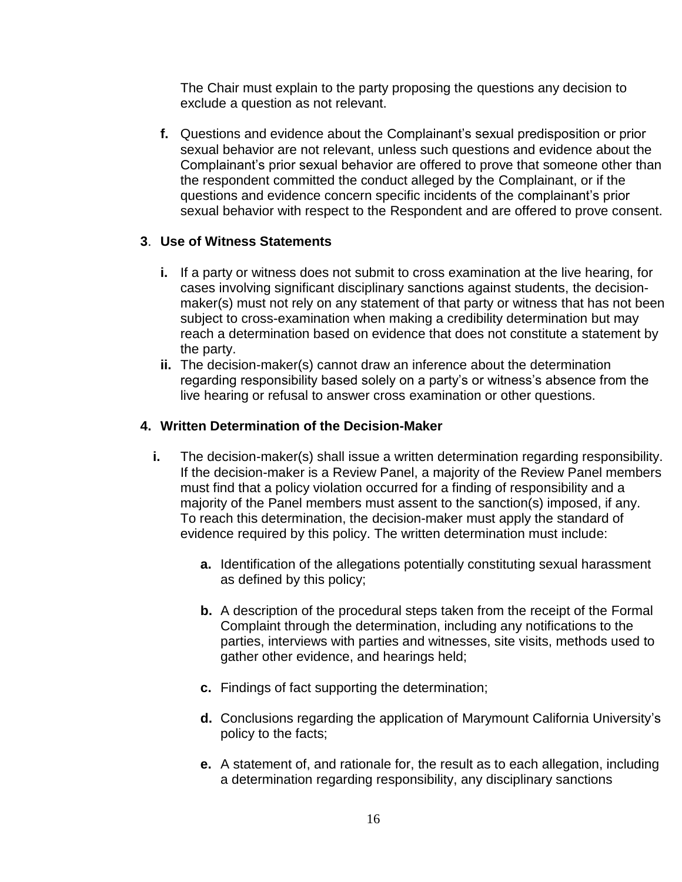The Chair must explain to the party proposing the questions any decision to exclude a question as not relevant.

**f.** Questions and evidence about the Complainant's sexual predisposition or prior sexual behavior are not relevant, unless such questions and evidence about the Complainant's prior sexual behavior are offered to prove that someone other than the respondent committed the conduct alleged by the Complainant, or if the questions and evidence concern specific incidents of the complainant's prior sexual behavior with respect to the Respondent and are offered to prove consent.

**3**. **Use of Witness Statements**

**i.** If a party or witness does not submit to cross examination at the live hearing, for cases involving significant disciplinary sanctions against students, the decision-maker(s) must not rely on any statement of that party or witness that has not been subject to cross-examination when making a credibility determination but may reach a determination based on evidence that does not constitute a statement by the party.

**ii.** The decision-maker(s) cannot draw an inference about the determination regarding responsibility based solely on a party's or witness's absence from the live hearing or refusal to answer cross examination or other questions.

**4. Written Determination of the Decision-Maker**

**i.** The decision-maker(s) shall issue a written determination regarding responsibility. If the decision-maker is a Review Panel, a majority of the Review Panel members must find that a policy violation occurred for a finding of responsibility and a majority of the Panel members must assent to the sanction(s) imposed, if any. To reach this determination, the decision-maker must apply the standard of evidence required by this policy. The written determination must include:

**a.** Identification of the allegations potentially constituting sexual harassment as defined by this policy;

**b.** A description of the procedural steps taken from the receipt of the Formal Complaint through the determination, including any notifications to the parties, interviews with parties and witnesses, site visits, methods used to gather other evidence, and hearings held;

**c.** Findings of fact supporting the determination;

**d.** Conclusions regarding the application of Marymount California University's policy to the facts;

**e.** A statement of, and rationale for, the result as to each allegation, including a determination regarding responsibility, any disciplinary sanctions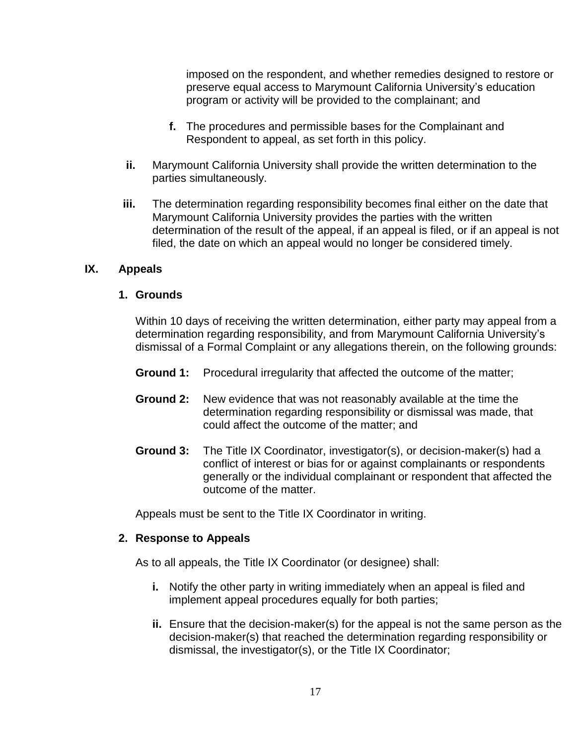imposed on the respondent, and whether remedies designed to restore or preserve equal access to Marymount California University's education program or activity will be provided to the complainant; and

**f.** The procedures and permissible bases for the Complainant and Respondent to appeal, as set forth in this policy.

**ii.** Marymount California University shall provide the written determination to the parties simultaneously.

**iii.** The determination regarding responsibility becomes final either on the date that Marymount California University provides the parties with the written determination of the result of the appeal, if an appeal is filed, or if an appeal is not filed, the date on which an appeal would no longer be considered timely.

## IX. Appeals

### 1. Grounds

Within 10 days of receiving the written determination, either party may appeal from a determination regarding responsibility, and from Marymount California University's dismissal of a Formal Complaint or any allegations therein, on the following grounds:

**Ground 1:** Procedural irregularity that affected the outcome of the matter;

**Ground 2:** New evidence that was not reasonably available at the time the determination regarding responsibility or dismissal was made, that could affect the outcome of the matter; and

**Ground 3:** The Title IX Coordinator, investigator(s), or decision-maker(s) had a conflict of interest or bias for or against complainants or respondents generally or the individual complainant or respondent that affected the outcome of the matter.

Appeals must be sent to the Title IX Coordinator in writing.

### 2. Response to Appeals

As to all appeals, the Title IX Coordinator (or designee) shall:

**i.** Notify the other party in writing immediately when an appeal is filed and implement appeal procedures equally for both parties;

**ii.** Ensure that the decision-maker(s) for the appeal is not the same person as the decision-maker(s) that reached the determination regarding responsibility or dismissal, the investigator(s), or the Title IX Coordinator;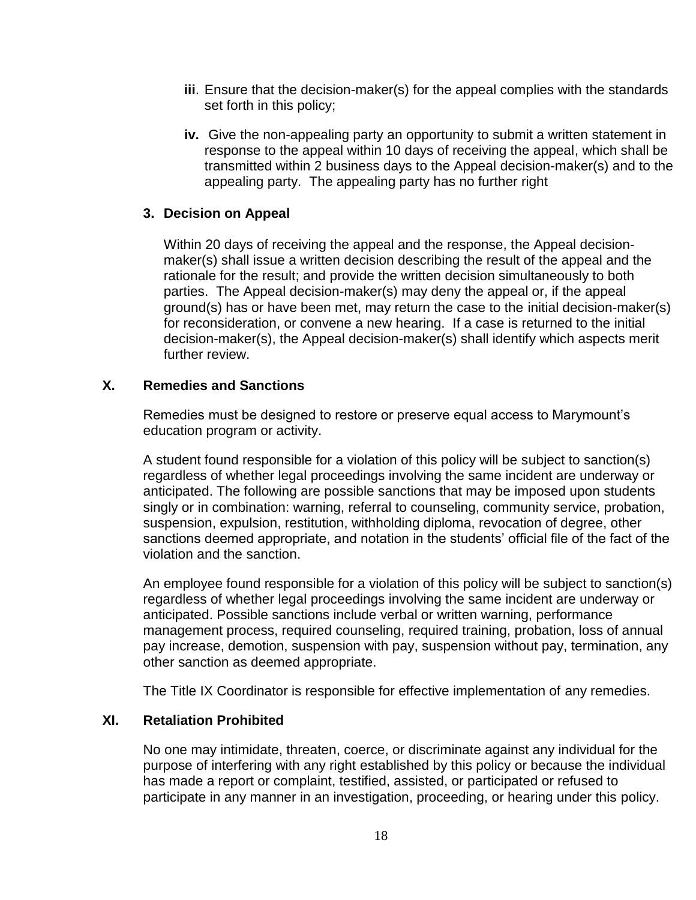**iii**. Ensure that the decision-maker(s) for the appeal complies with the standards set forth in this policy;

**iv.** Give the non-appealing party an opportunity to submit a written statement in response to the appeal within 10 days of receiving the appeal, which shall be transmitted within 2 business days to the Appeal decision-maker(s) and to the appealing party. The appealing party has no further right

### 3. Decision on Appeal

Within 20 days of receiving the appeal and the response, the Appeal decision-maker(s) shall issue a written decision describing the result of the appeal and the rationale for the result; and provide the written decision simultaneously to both parties. The Appeal decision-maker(s) may deny the appeal or, if the appeal ground(s) has or have been met, may return the case to the initial decision-maker(s) for reconsideration, or convene a new hearing. If a case is returned to the initial decision-maker(s), the Appeal decision-maker(s) shall identify which aspects merit further review.

## X. Remedies and Sanctions

Remedies must be designed to restore or preserve equal access to Marymount's education program or activity.

A student found responsible for a violation of this policy will be subject to sanction(s) regardless of whether legal proceedings involving the same incident are underway or anticipated. The following are possible sanctions that may be imposed upon students singly or in combination: warning, referral to counseling, community service, probation, suspension, expulsion, restitution, withholding diploma, revocation of degree, other sanctions deemed appropriate, and notation in the students' official file of the fact of the violation and the sanction.

An employee found responsible for a violation of this policy will be subject to sanction(s) regardless of whether legal proceedings involving the same incident are underway or anticipated. Possible sanctions include verbal or written warning, performance management process, required counseling, required training, probation, loss of annual pay increase, demotion, suspension with pay, suspension without pay, termination, any other sanction as deemed appropriate.

The Title IX Coordinator is responsible for effective implementation of any remedies.

## XI. Retaliation Prohibited

No one may intimidate, threaten, coerce, or discriminate against any individual for the purpose of interfering with any right established by this policy or because the individual has made a report or complaint, testified, assisted, or participated or refused to participate in any manner in an investigation, proceeding, or hearing under this policy.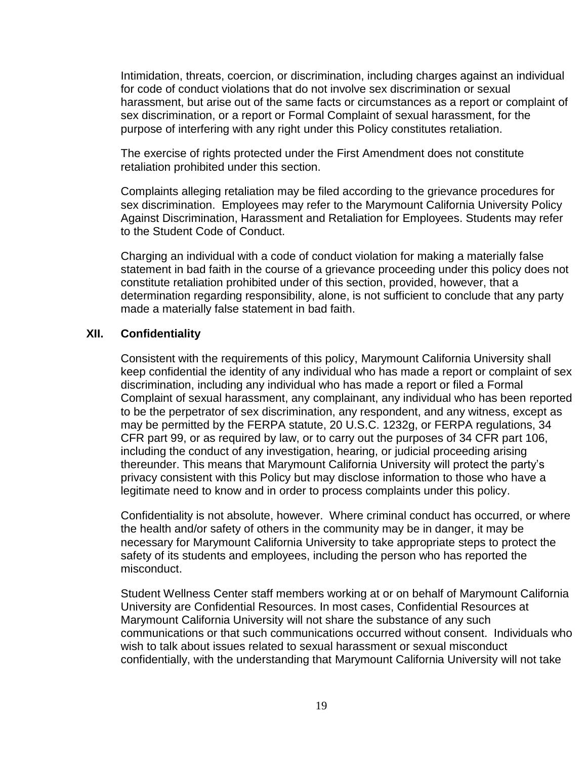Intimidation, threats, coercion, or discrimination, including charges against an individual for code of conduct violations that do not involve sex discrimination or sexual harassment, but arise out of the same facts or circumstances as a report or complaint of sex discrimination, or a report or Formal Complaint of sexual harassment, for the purpose of interfering with any right under this Policy constitutes retaliation.

The exercise of rights protected under the First Amendment does not constitute retaliation prohibited under this section.

Complaints alleging retaliation may be filed according to the grievance procedures for sex discrimination. Employees may refer to the Marymount California University Policy Against Discrimination, Harassment and Retaliation for Employees. Students may refer to the Student Code of Conduct.

Charging an individual with a code of conduct violation for making a materially false statement in bad faith in the course of a grievance proceeding under this policy does not constitute retaliation prohibited under of this section, provided, however, that a determination regarding responsibility, alone, is not sufficient to conclude that any party made a materially false statement in bad faith.

## XII. Confidentiality

Consistent with the requirements of this policy, Marymount California University shall keep confidential the identity of any individual who has made a report or complaint of sex discrimination, including any individual who has made a report or filed a Formal Complaint of sexual harassment, any complainant, any individual who has been reported to be the perpetrator of sex discrimination, any respondent, and any witness, except as may be permitted by the FERPA statute, 20 U.S.C. 1232g, or FERPA regulations, 34 CFR part 99, or as required by law, or to carry out the purposes of 34 CFR part 106, including the conduct of any investigation, hearing, or judicial proceeding arising thereunder. This means that Marymount California University will protect the party's privacy consistent with this Policy but may disclose information to those who have a legitimate need to know and in order to process complaints under this policy.

Confidentiality is not absolute, however. Where criminal conduct has occurred, or where the health and/or safety of others in the community may be in danger, it may be necessary for Marymount California University to take appropriate steps to protect the safety of its students and employees, including the person who has reported the misconduct.

Student Wellness Center staff members working at or on behalf of Marymount California University are Confidential Resources. In most cases, Confidential Resources at Marymount California University will not share the substance of any such communications or that such communications occurred without consent. Individuals who wish to talk about issues related to sexual harassment or sexual misconduct confidentially, with the understanding that Marymount California University will not take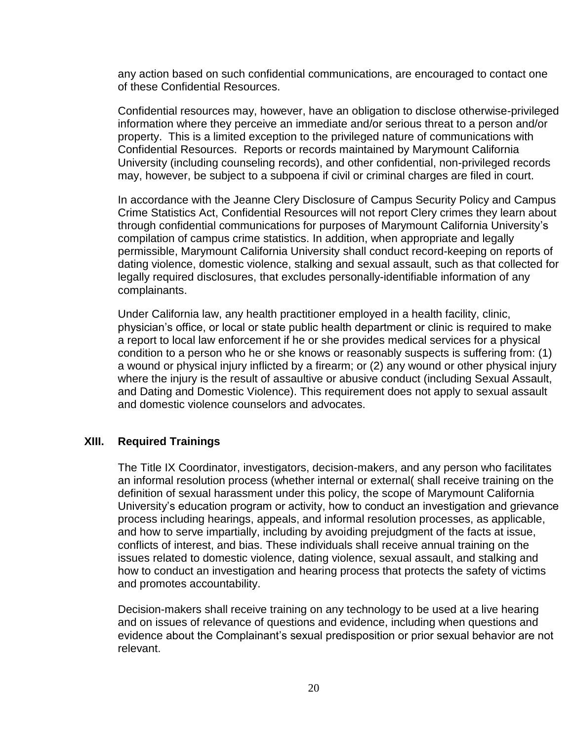any action based on such confidential communications, are encouraged to contact one of these Confidential Resources.

Confidential resources may, however, have an obligation to disclose otherwise-privileged information where they perceive an immediate and/or serious threat to a person and/or property. This is a limited exception to the privileged nature of communications with Confidential Resources. Reports or records maintained by Marymount California University (including counseling records), and other confidential, non-privileged records may, however, be subject to a subpoena if civil or criminal charges are filed in court.

In accordance with the Jeanne Clery Disclosure of Campus Security Policy and Campus Crime Statistics Act, Confidential Resources will not report Clery crimes they learn about through confidential communications for purposes of Marymount California University's compilation of campus crime statistics. In addition, when appropriate and legally permissible, Marymount California University shall conduct record-keeping on reports of dating violence, domestic violence, stalking and sexual assault, such as that collected for legally required disclosures, that excludes personally-identifiable information of any complainants.

Under California law, any health practitioner employed in a health facility, clinic, physician's office, or local or state public health department or clinic is required to make a report to local law enforcement if he or she provides medical services for a physical condition to a person who he or she knows or reasonably suspects is suffering from: (1) a wound or physical injury inflicted by a firearm; or (2) any wound or other physical injury where the injury is the result of assaultive or abusive conduct (including Sexual Assault, and Dating and Domestic Violence). This requirement does not apply to sexual assault and domestic violence counselors and advocates.

## XIII. Required Trainings

The Title IX Coordinator, investigators, decision-makers, and any person who facilitates an informal resolution process (whether internal or external( shall receive training on the definition of sexual harassment under this policy, the scope of Marymount California University's education program or activity, how to conduct an investigation and grievance process including hearings, appeals, and informal resolution processes, as applicable, and how to serve impartially, including by avoiding prejudgment of the facts at issue, conflicts of interest, and bias. These individuals shall receive annual training on the issues related to domestic violence, dating violence, sexual assault, and stalking and how to conduct an investigation and hearing process that protects the safety of victims and promotes accountability.

Decision-makers shall receive training on any technology to be used at a live hearing and on issues of relevance of questions and evidence, including when questions and evidence about the Complainant's sexual predisposition or prior sexual behavior are not relevant.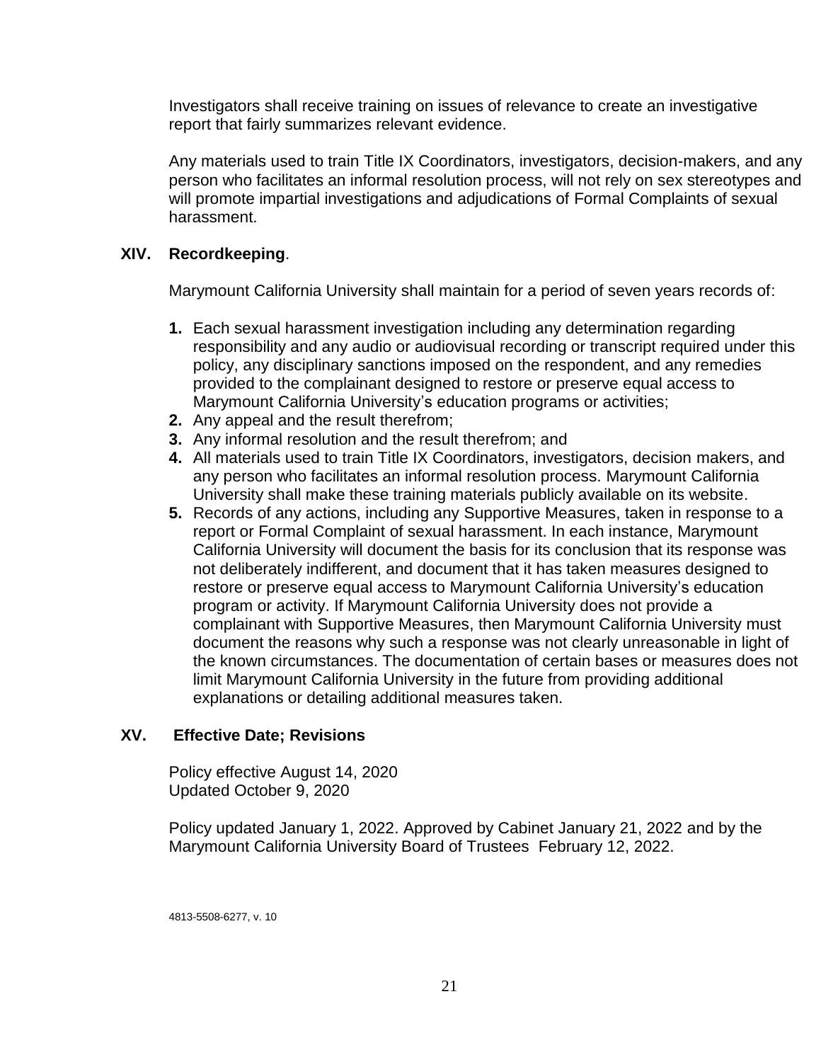Investigators shall receive training on issues of relevance to create an investigative report that fairly summarizes relevant evidence.

Any materials used to train Title IX Coordinators, investigators, decision-makers, and any person who facilitates an informal resolution process, will not rely on sex stereotypes and will promote impartial investigations and adjudications of Formal Complaints of sexual harassment.

## XIV. Recordkeeping.

Marymount California University shall maintain for a period of seven years records of:

1. Each sexual harassment investigation including any determination regarding responsibility and any audio or audiovisual recording or transcript required under this policy, any disciplinary sanctions imposed on the respondent, and any remedies provided to the complainant designed to restore or preserve equal access to Marymount California University's education programs or activities;
2. Any appeal and the result therefrom;
3. Any informal resolution and the result therefrom; and
4. All materials used to train Title IX Coordinators, investigators, decision makers, and any person who facilitates an informal resolution process. Marymount California University shall make these training materials publicly available on its website.
5. Records of any actions, including any Supportive Measures, taken in response to a report or Formal Complaint of sexual harassment. In each instance, Marymount California University will document the basis for its conclusion that its response was not deliberately indifferent, and document that it has taken measures designed to restore or preserve equal access to Marymount California University's education program or activity. If Marymount California University does not provide a complainant with Supportive Measures, then Marymount California University must document the reasons why such a response was not clearly unreasonable in light of the known circumstances. The documentation of certain bases or measures does not limit Marymount California University in the future from providing additional explanations or detailing additional measures taken.

## XV. Effective Date; Revisions

Policy effective August 14, 2020
Updated October 9, 2020

Policy updated January 1, 2022. Approved by Cabinet January 21, 2022 and by the Marymount California University Board of Trustees February 12, 2022.

4813-5508-6277, v. 10